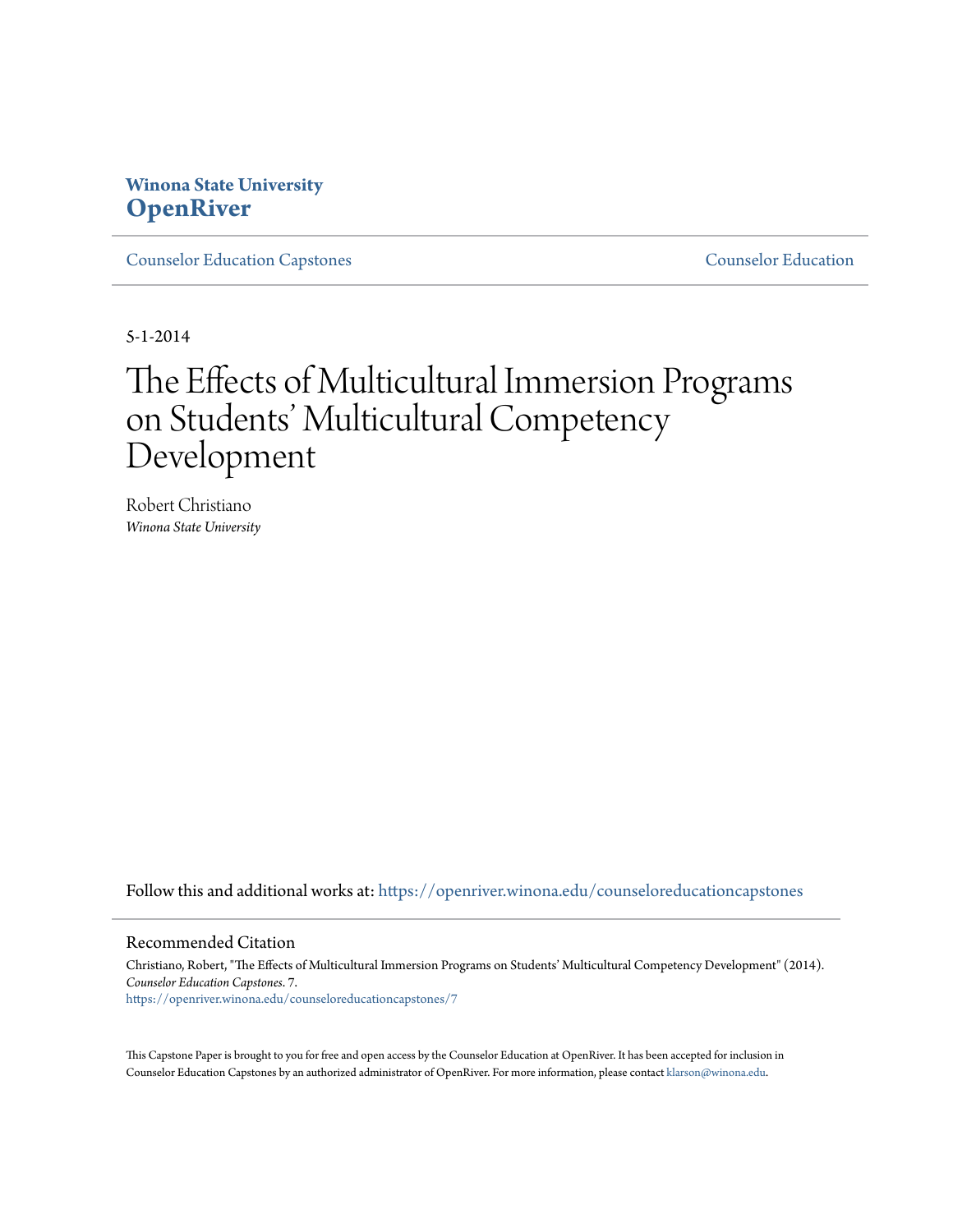Winona State University
**OpenRiver**

Counselor Education Capstones | Counselor Education

5-1-2014

# The Effects of Multicultural Immersion Programs on Students' Multicultural Competency Development

Robert Christiano
*Winona State University*

Follow this and additional works at: https://openriver.winona.edu/counseloreducationcapstones

## Recommended Citation

Christiano, Robert, "The Effects of Multicultural Immersion Programs on Students' Multicultural Competency Development" (2014). *Counselor Education Capstones*. 7.
https://openriver.winona.edu/counseloreducationcapstones/7

This Capstone Paper is brought to you for free and open access by the Counselor Education at OpenRiver. It has been accepted for inclusion in Counselor Education Capstones by an authorized administrator of OpenRiver. For more information, please contact klarson@winona.edu.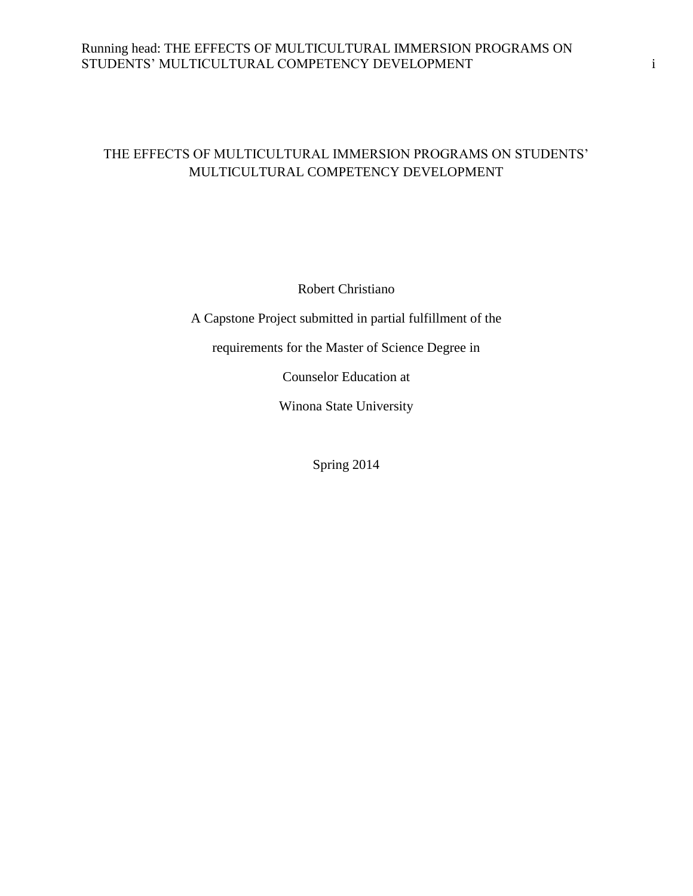# THE EFFECTS OF MULTICULTURAL IMMERSION PROGRAMS ON STUDENTS' MULTICULTURAL COMPETENCY DEVELOPMENT

Robert Christiano

A Capstone Project submitted in partial fulfillment of the

requirements for the Master of Science Degree in

Counselor Education at

Winona State University

Spring 2014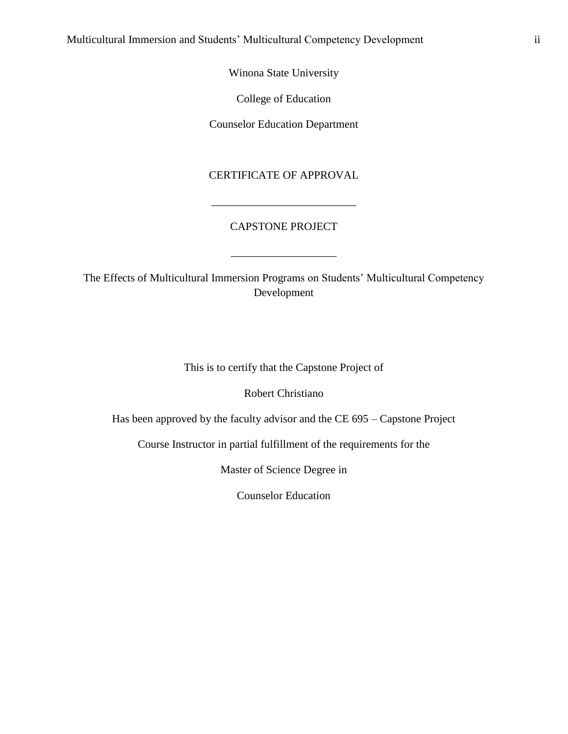Winona State University

College of Education

Counselor Education Department

CERTIFICATE OF APPROVAL

\_\_\_\_\_\_\_\_\_\_\_\_\_\_\_\_\_\_\_\_\_\_\_\_\_\_

CAPSTONE PROJECT

\_\_\_\_\_\_\_\_\_\_\_\_\_\_\_\_\_\_\_

The Effects of Multicultural Immersion Programs on Students' Multicultural Competency Development

This is to certify that the Capstone Project of

Robert Christiano

Has been approved by the faculty advisor and the CE 695 – Capstone Project

Course Instructor in partial fulfillment of the requirements for the

Master of Science Degree in

Counselor Education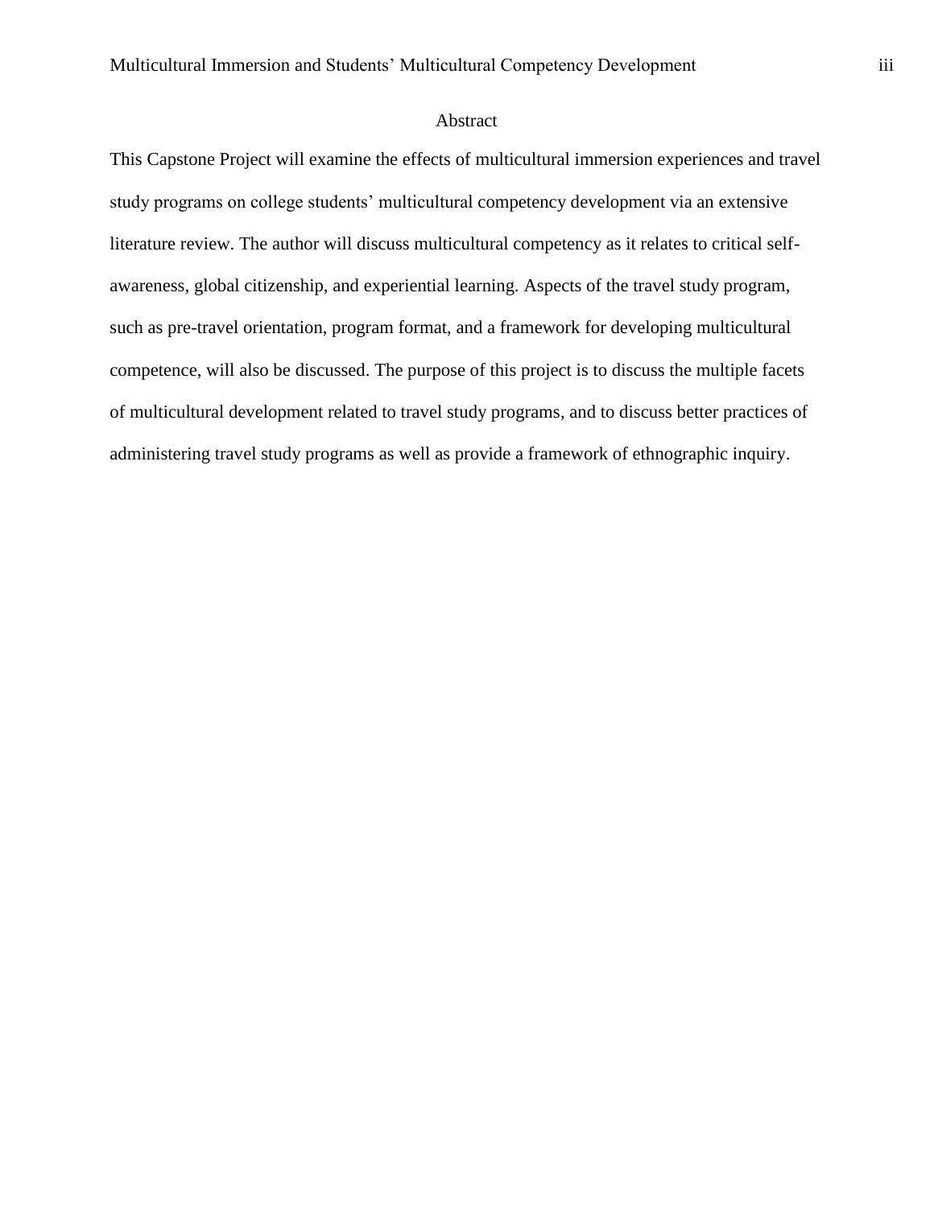## Abstract

This Capstone Project will examine the effects of multicultural immersion experiences and travel study programs on college students' multicultural competency development via an extensive literature review. The author will discuss multicultural competency as it relates to critical self-awareness, global citizenship, and experiential learning. Aspects of the travel study program, such as pre-travel orientation, program format, and a framework for developing multicultural competence, will also be discussed. The purpose of this project is to discuss the multiple facets of multicultural development related to travel study programs, and to discuss better practices of administering travel study programs as well as provide a framework of ethnographic inquiry.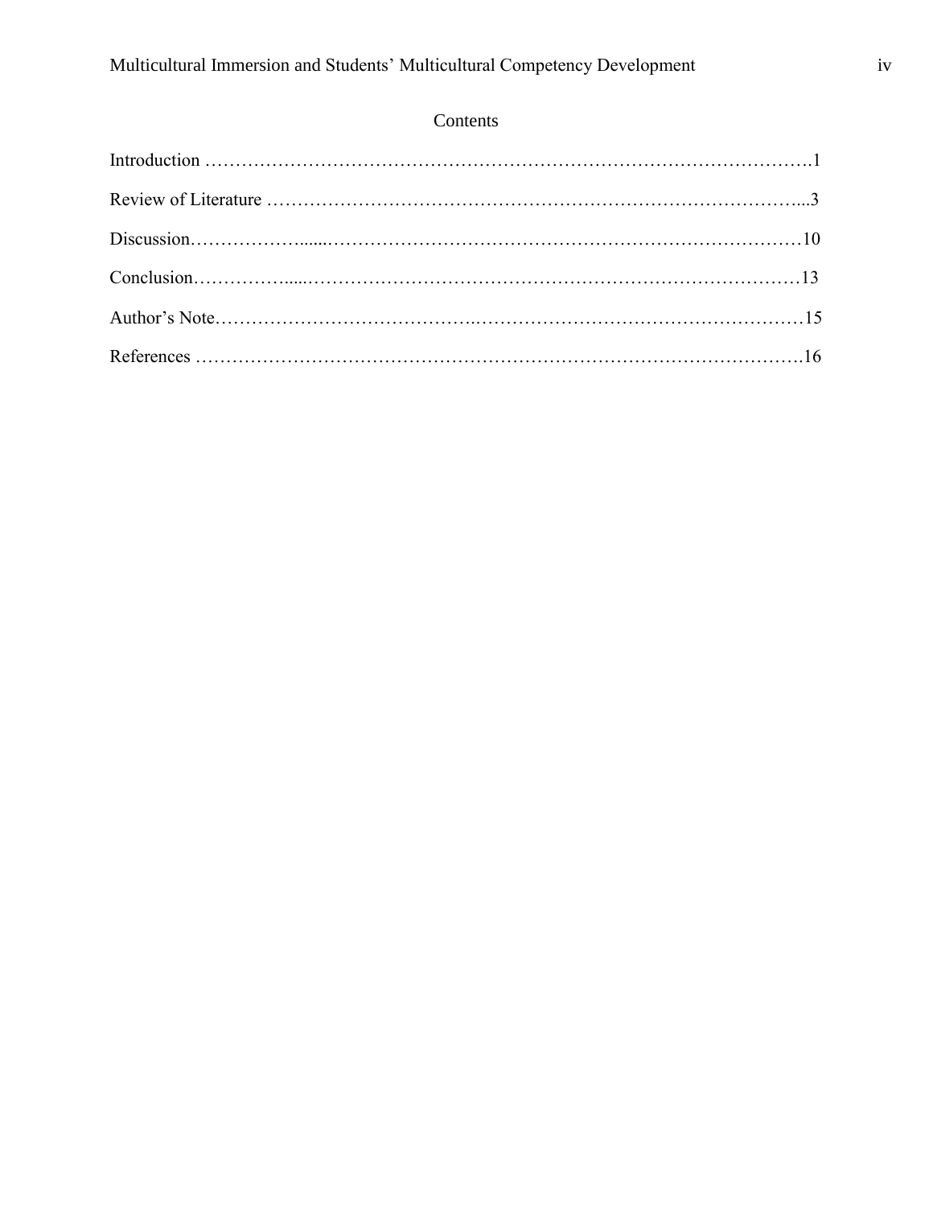# Contents

Introduction ……………………………………………………………………………………….1

Review of Literature ……………………………………………………………………………...3

Discussion………………......……………………………………………………………………10

Conclusion……………......………………………………………………………………………13

Author's Note…………………………………..…………………………………………………15

References ……………………………………………………………………………………….16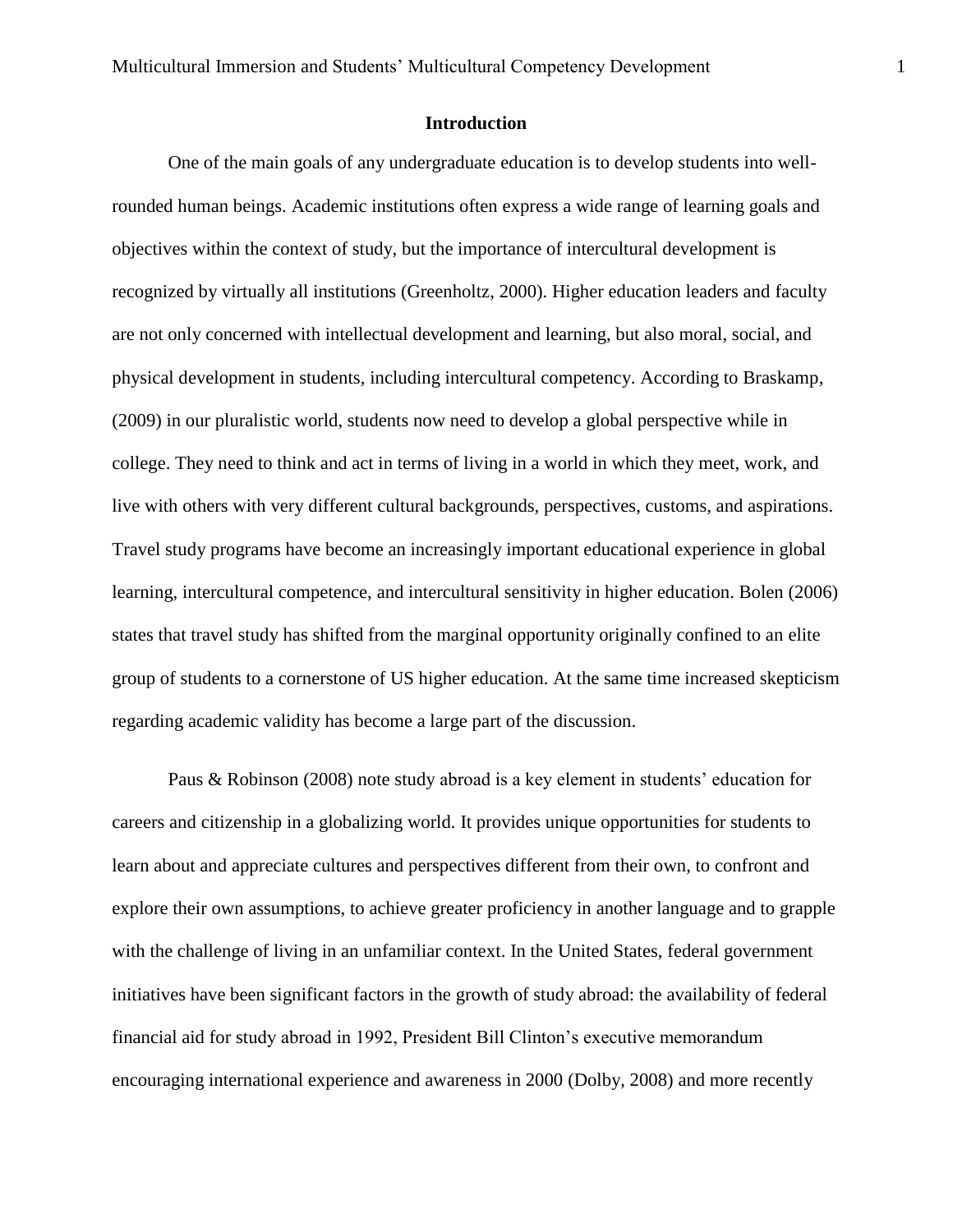## Introduction

One of the main goals of any undergraduate education is to develop students into well-rounded human beings. Academic institutions often express a wide range of learning goals and objectives within the context of study, but the importance of intercultural development is recognized by virtually all institutions (Greenholtz, 2000). Higher education leaders and faculty are not only concerned with intellectual development and learning, but also moral, social, and physical development in students, including intercultural competency. According to Braskamp, (2009) in our pluralistic world, students now need to develop a global perspective while in college. They need to think and act in terms of living in a world in which they meet, work, and live with others with very different cultural backgrounds, perspectives, customs, and aspirations. Travel study programs have become an increasingly important educational experience in global learning, intercultural competence, and intercultural sensitivity in higher education. Bolen (2006) states that travel study has shifted from the marginal opportunity originally confined to an elite group of students to a cornerstone of US higher education. At the same time increased skepticism regarding academic validity has become a large part of the discussion.

Paus & Robinson (2008) note study abroad is a key element in students' education for careers and citizenship in a globalizing world. It provides unique opportunities for students to learn about and appreciate cultures and perspectives different from their own, to confront and explore their own assumptions, to achieve greater proficiency in another language and to grapple with the challenge of living in an unfamiliar context. In the United States, federal government initiatives have been significant factors in the growth of study abroad: the availability of federal financial aid for study abroad in 1992, President Bill Clinton's executive memorandum encouraging international experience and awareness in 2000 (Dolby, 2008) and more recently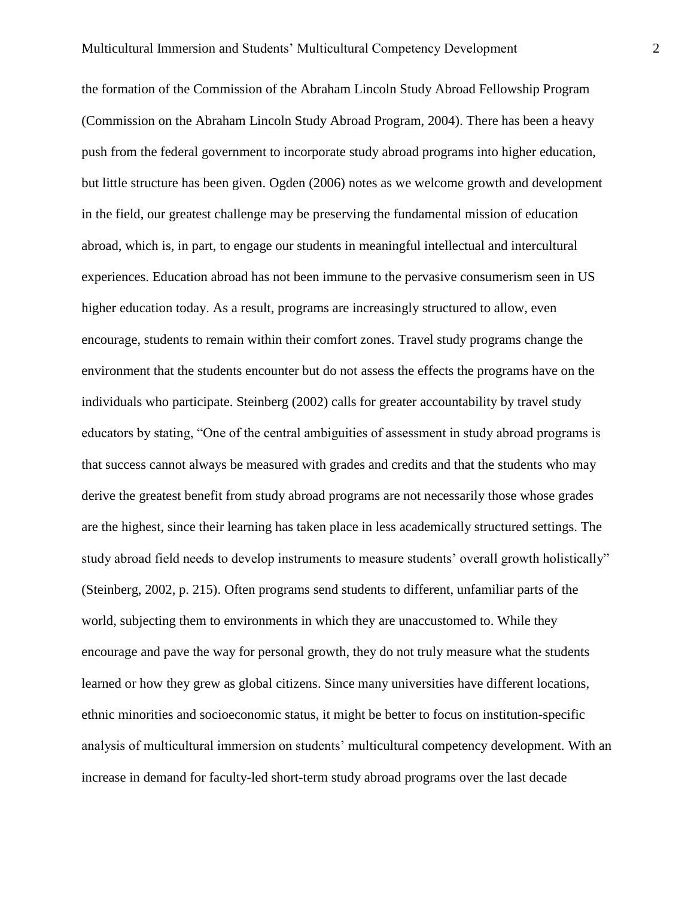the formation of the Commission of the Abraham Lincoln Study Abroad Fellowship Program (Commission on the Abraham Lincoln Study Abroad Program, 2004). There has been a heavy push from the federal government to incorporate study abroad programs into higher education, but little structure has been given. Ogden (2006) notes as we welcome growth and development in the field, our greatest challenge may be preserving the fundamental mission of education abroad, which is, in part, to engage our students in meaningful intellectual and intercultural experiences. Education abroad has not been immune to the pervasive consumerism seen in US higher education today. As a result, programs are increasingly structured to allow, even encourage, students to remain within their comfort zones. Travel study programs change the environment that the students encounter but do not assess the effects the programs have on the individuals who participate. Steinberg (2002) calls for greater accountability by travel study educators by stating, "One of the central ambiguities of assessment in study abroad programs is that success cannot always be measured with grades and credits and that the students who may derive the greatest benefit from study abroad programs are not necessarily those whose grades are the highest, since their learning has taken place in less academically structured settings. The study abroad field needs to develop instruments to measure students' overall growth holistically" (Steinberg, 2002, p. 215). Often programs send students to different, unfamiliar parts of the world, subjecting them to environments in which they are unaccustomed to. While they encourage and pave the way for personal growth, they do not truly measure what the students learned or how they grew as global citizens. Since many universities have different locations, ethnic minorities and socioeconomic status, it might be better to focus on institution-specific analysis of multicultural immersion on students' multicultural competency development. With an increase in demand for faculty-led short-term study abroad programs over the last decade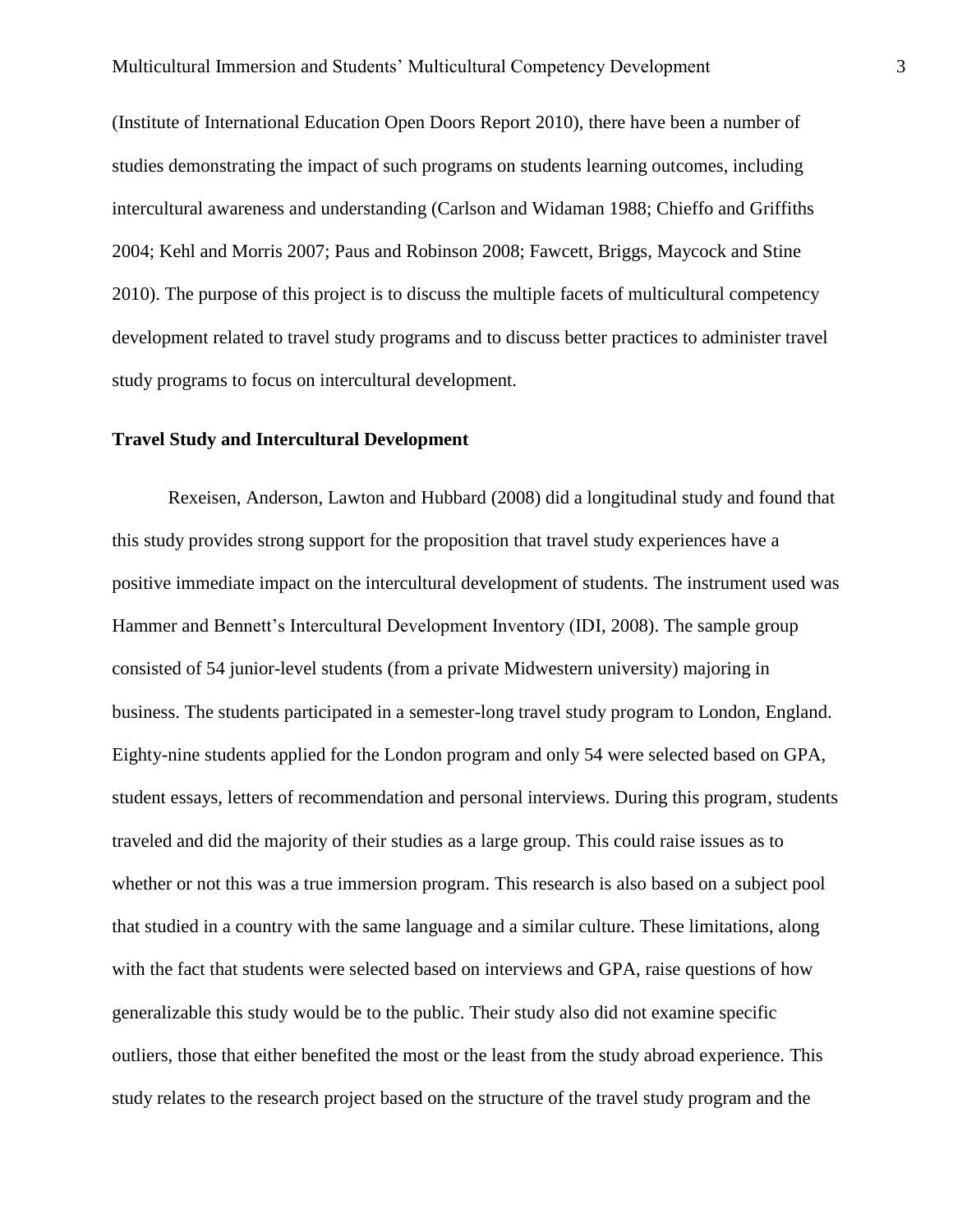(Institute of International Education Open Doors Report 2010), there have been a number of studies demonstrating the impact of such programs on students learning outcomes, including intercultural awareness and understanding (Carlson and Widaman 1988; Chieffo and Griffiths 2004; Kehl and Morris 2007; Paus and Robinson 2008; Fawcett, Briggs, Maycock and Stine 2010). The purpose of this project is to discuss the multiple facets of multicultural competency development related to travel study programs and to discuss better practices to administer travel study programs to focus on intercultural development.

**Travel Study and Intercultural Development**

Rexeisen, Anderson, Lawton and Hubbard (2008) did a longitudinal study and found that this study provides strong support for the proposition that travel study experiences have a positive immediate impact on the intercultural development of students. The instrument used was Hammer and Bennett's Intercultural Development Inventory (IDI, 2008). The sample group consisted of 54 junior-level students (from a private Midwestern university) majoring in business. The students participated in a semester-long travel study program to London, England. Eighty-nine students applied for the London program and only 54 were selected based on GPA, student essays, letters of recommendation and personal interviews. During this program, students traveled and did the majority of their studies as a large group. This could raise issues as to whether or not this was a true immersion program. This research is also based on a subject pool that studied in a country with the same language and a similar culture. These limitations, along with the fact that students were selected based on interviews and GPA, raise questions of how generalizable this study would be to the public. Their study also did not examine specific outliers, those that either benefited the most or the least from the study abroad experience. This study relates to the research project based on the structure of the travel study program and the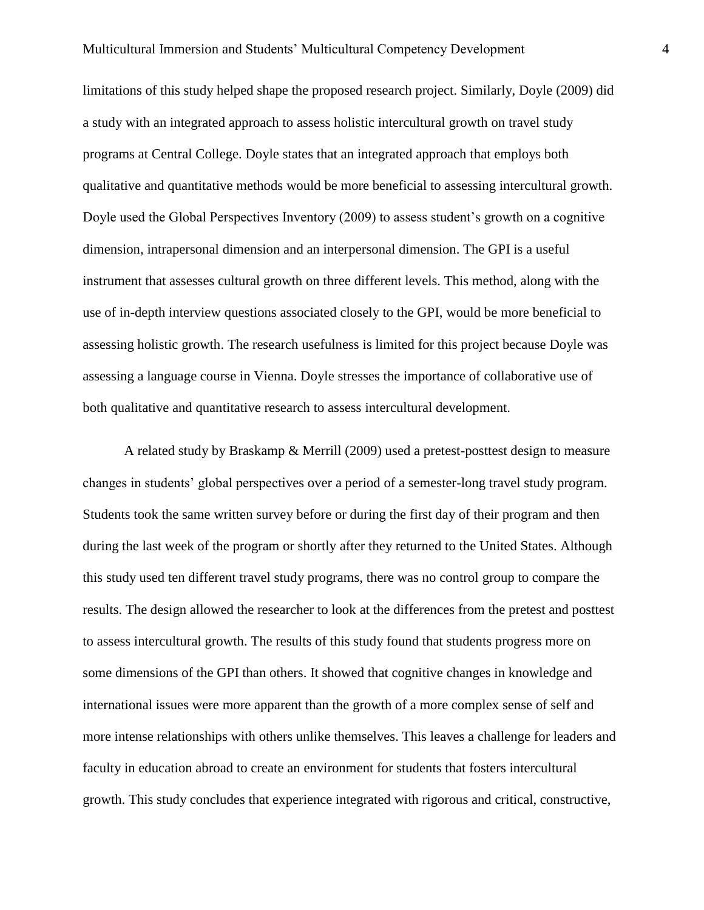limitations of this study helped shape the proposed research project. Similarly, Doyle (2009) did a study with an integrated approach to assess holistic intercultural growth on travel study programs at Central College. Doyle states that an integrated approach that employs both qualitative and quantitative methods would be more beneficial to assessing intercultural growth. Doyle used the Global Perspectives Inventory (2009) to assess student's growth on a cognitive dimension, intrapersonal dimension and an interpersonal dimension. The GPI is a useful instrument that assesses cultural growth on three different levels. This method, along with the use of in-depth interview questions associated closely to the GPI, would be more beneficial to assessing holistic growth. The research usefulness is limited for this project because Doyle was assessing a language course in Vienna. Doyle stresses the importance of collaborative use of both qualitative and quantitative research to assess intercultural development.

A related study by Braskamp & Merrill (2009) used a pretest-posttest design to measure changes in students' global perspectives over a period of a semester-long travel study program. Students took the same written survey before or during the first day of their program and then during the last week of the program or shortly after they returned to the United States. Although this study used ten different travel study programs, there was no control group to compare the results. The design allowed the researcher to look at the differences from the pretest and posttest to assess intercultural growth. The results of this study found that students progress more on some dimensions of the GPI than others. It showed that cognitive changes in knowledge and international issues were more apparent than the growth of a more complex sense of self and more intense relationships with others unlike themselves. This leaves a challenge for leaders and faculty in education abroad to create an environment for students that fosters intercultural growth. This study concludes that experience integrated with rigorous and critical, constructive,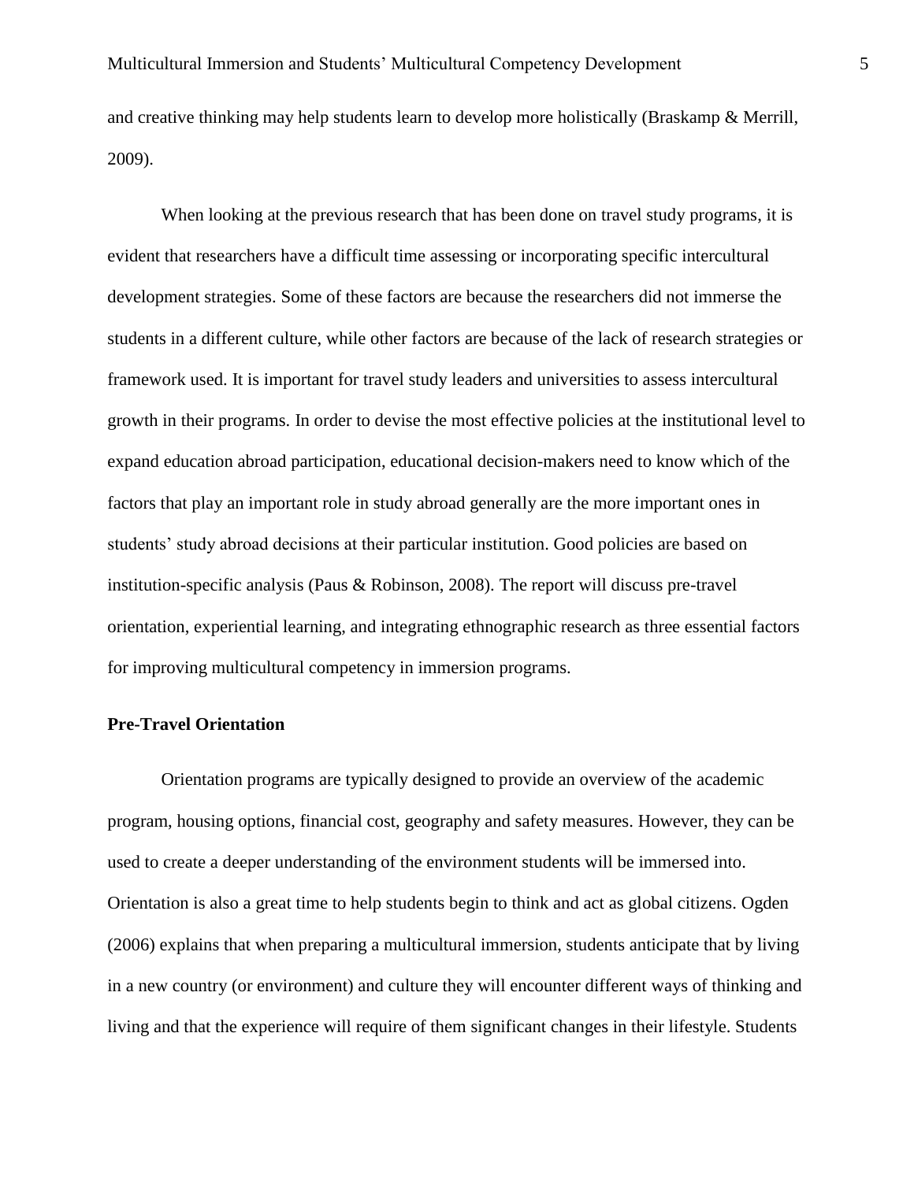and creative thinking may help students learn to develop more holistically (Braskamp & Merrill, 2009).

When looking at the previous research that has been done on travel study programs, it is evident that researchers have a difficult time assessing or incorporating specific intercultural development strategies. Some of these factors are because the researchers did not immerse the students in a different culture, while other factors are because of the lack of research strategies or framework used. It is important for travel study leaders and universities to assess intercultural growth in their programs. In order to devise the most effective policies at the institutional level to expand education abroad participation, educational decision-makers need to know which of the factors that play an important role in study abroad generally are the more important ones in students' study abroad decisions at their particular institution. Good policies are based on institution-specific analysis (Paus & Robinson, 2008). The report will discuss pre-travel orientation, experiential learning, and integrating ethnographic research as three essential factors for improving multicultural competency in immersion programs.

## Pre-Travel Orientation

Orientation programs are typically designed to provide an overview of the academic program, housing options, financial cost, geography and safety measures. However, they can be used to create a deeper understanding of the environment students will be immersed into. Orientation is also a great time to help students begin to think and act as global citizens. Ogden (2006) explains that when preparing a multicultural immersion, students anticipate that by living in a new country (or environment) and culture they will encounter different ways of thinking and living and that the experience will require of them significant changes in their lifestyle. Students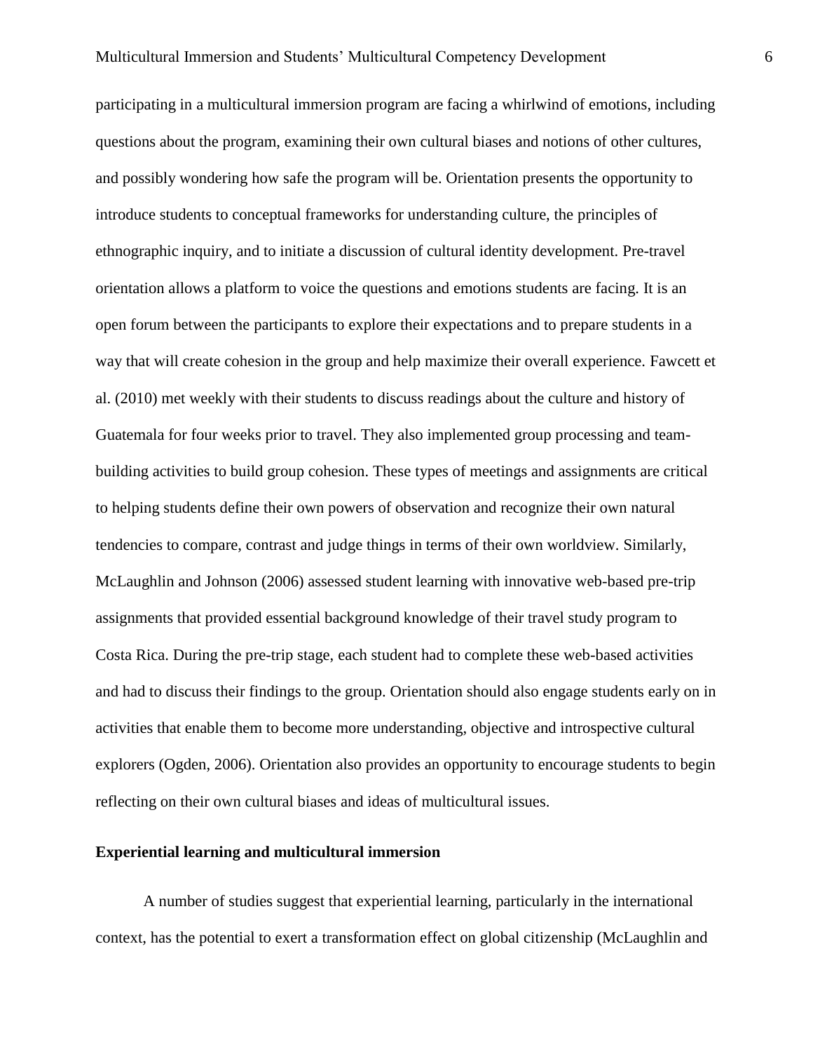participating in a multicultural immersion program are facing a whirlwind of emotions, including questions about the program, examining their own cultural biases and notions of other cultures, and possibly wondering how safe the program will be. Orientation presents the opportunity to introduce students to conceptual frameworks for understanding culture, the principles of ethnographic inquiry, and to initiate a discussion of cultural identity development. Pre-travel orientation allows a platform to voice the questions and emotions students are facing. It is an open forum between the participants to explore their expectations and to prepare students in a way that will create cohesion in the group and help maximize their overall experience. Fawcett et al. (2010) met weekly with their students to discuss readings about the culture and history of Guatemala for four weeks prior to travel. They also implemented group processing and team-building activities to build group cohesion. These types of meetings and assignments are critical to helping students define their own powers of observation and recognize their own natural tendencies to compare, contrast and judge things in terms of their own worldview. Similarly, McLaughlin and Johnson (2006) assessed student learning with innovative web-based pre-trip assignments that provided essential background knowledge of their travel study program to Costa Rica. During the pre-trip stage, each student had to complete these web-based activities and had to discuss their findings to the group. Orientation should also engage students early on in activities that enable them to become more understanding, objective and introspective cultural explorers (Ogden, 2006). Orientation also provides an opportunity to encourage students to begin reflecting on their own cultural biases and ideas of multicultural issues.

**Experiential learning and multicultural immersion**

A number of studies suggest that experiential learning, particularly in the international context, has the potential to exert a transformation effect on global citizenship (McLaughlin and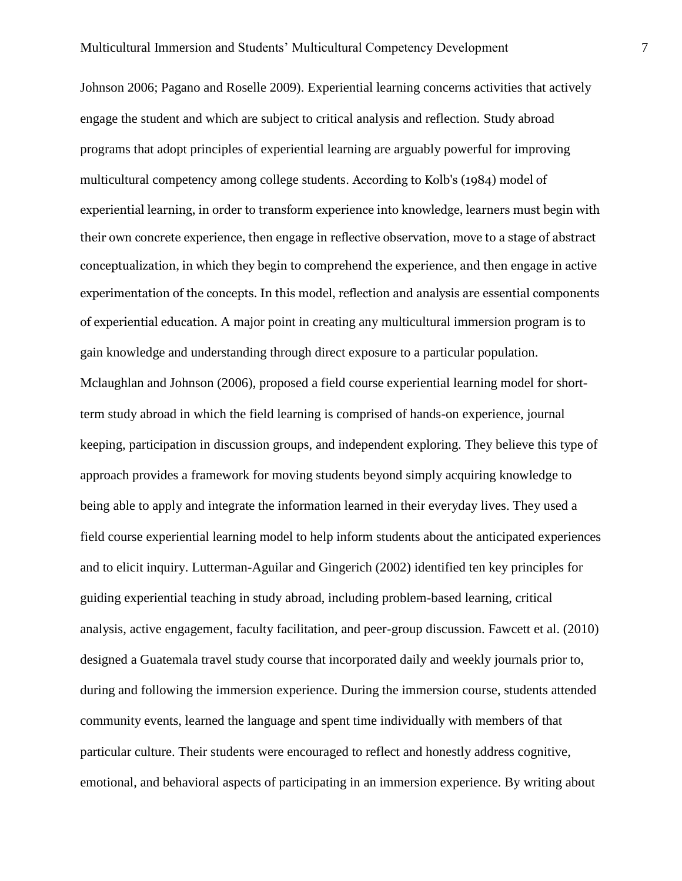Johnson 2006; Pagano and Roselle 2009). Experiential learning concerns activities that actively engage the student and which are subject to critical analysis and reflection. Study abroad programs that adopt principles of experiential learning are arguably powerful for improving multicultural competency among college students. According to Kolb's (1984) model of experiential learning, in order to transform experience into knowledge, learners must begin with their own concrete experience, then engage in reflective observation, move to a stage of abstract conceptualization, in which they begin to comprehend the experience, and then engage in active experimentation of the concepts. In this model, reflection and analysis are essential components of experiential education. A major point in creating any multicultural immersion program is to gain knowledge and understanding through direct exposure to a particular population. Mclaughlan and Johnson (2006), proposed a field course experiential learning model for short-term study abroad in which the field learning is comprised of hands-on experience, journal keeping, participation in discussion groups, and independent exploring. They believe this type of approach provides a framework for moving students beyond simply acquiring knowledge to being able to apply and integrate the information learned in their everyday lives. They used a field course experiential learning model to help inform students about the anticipated experiences and to elicit inquiry. Lutterman-Aguilar and Gingerich (2002) identified ten key principles for guiding experiential teaching in study abroad, including problem-based learning, critical analysis, active engagement, faculty facilitation, and peer-group discussion. Fawcett et al. (2010) designed a Guatemala travel study course that incorporated daily and weekly journals prior to, during and following the immersion experience. During the immersion course, students attended community events, learned the language and spent time individually with members of that particular culture. Their students were encouraged to reflect and honestly address cognitive, emotional, and behavioral aspects of participating in an immersion experience. By writing about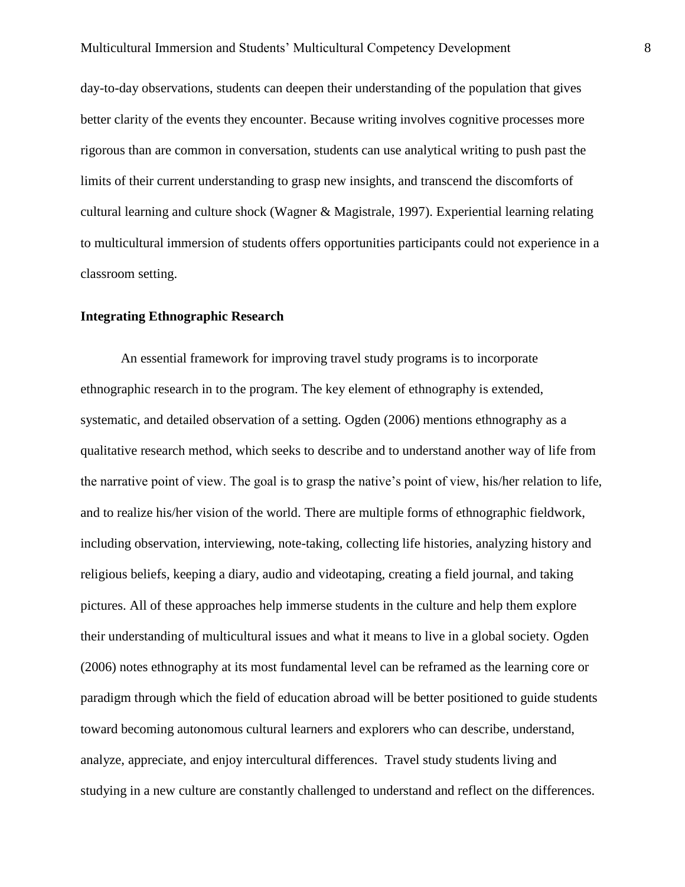day-to-day observations, students can deepen their understanding of the population that gives better clarity of the events they encounter. Because writing involves cognitive processes more rigorous than are common in conversation, students can use analytical writing to push past the limits of their current understanding to grasp new insights, and transcend the discomforts of cultural learning and culture shock (Wagner & Magistrale, 1997). Experiential learning relating to multicultural immersion of students offers opportunities participants could not experience in a classroom setting.

**Integrating Ethnographic Research**

An essential framework for improving travel study programs is to incorporate ethnographic research in to the program. The key element of ethnography is extended, systematic, and detailed observation of a setting. Ogden (2006) mentions ethnography as a qualitative research method, which seeks to describe and to understand another way of life from the narrative point of view. The goal is to grasp the native's point of view, his/her relation to life, and to realize his/her vision of the world. There are multiple forms of ethnographic fieldwork, including observation, interviewing, note-taking, collecting life histories, analyzing history and religious beliefs, keeping a diary, audio and videotaping, creating a field journal, and taking pictures. All of these approaches help immerse students in the culture and help them explore their understanding of multicultural issues and what it means to live in a global society. Ogden (2006) notes ethnography at its most fundamental level can be reframed as the learning core or paradigm through which the field of education abroad will be better positioned to guide students toward becoming autonomous cultural learners and explorers who can describe, understand, analyze, appreciate, and enjoy intercultural differences. Travel study students living and studying in a new culture are constantly challenged to understand and reflect on the differences.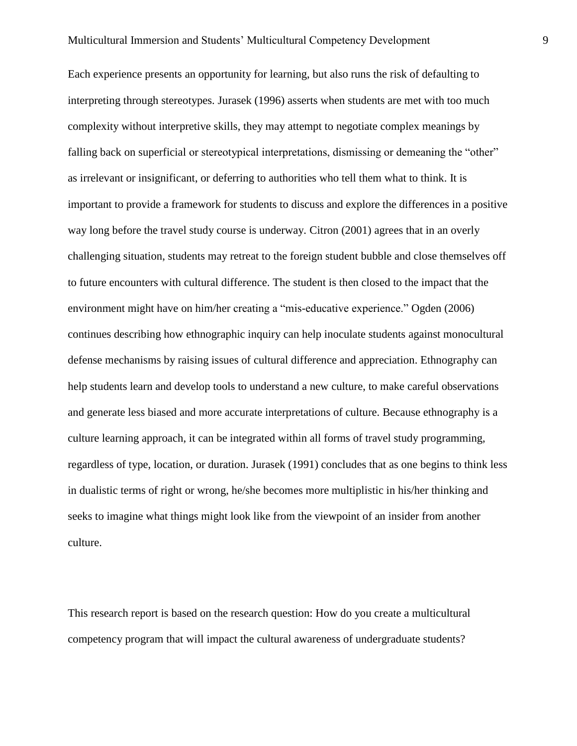Each experience presents an opportunity for learning, but also runs the risk of defaulting to interpreting through stereotypes. Jurasek (1996) asserts when students are met with too much complexity without interpretive skills, they may attempt to negotiate complex meanings by falling back on superficial or stereotypical interpretations, dismissing or demeaning the "other" as irrelevant or insignificant, or deferring to authorities who tell them what to think. It is important to provide a framework for students to discuss and explore the differences in a positive way long before the travel study course is underway. Citron (2001) agrees that in an overly challenging situation, students may retreat to the foreign student bubble and close themselves off to future encounters with cultural difference. The student is then closed to the impact that the environment might have on him/her creating a "mis-educative experience." Ogden (2006) continues describing how ethnographic inquiry can help inoculate students against monocultural defense mechanisms by raising issues of cultural difference and appreciation. Ethnography can help students learn and develop tools to understand a new culture, to make careful observations and generate less biased and more accurate interpretations of culture. Because ethnography is a culture learning approach, it can be integrated within all forms of travel study programming, regardless of type, location, or duration. Jurasek (1991) concludes that as one begins to think less in dualistic terms of right or wrong, he/she becomes more multiplistic in his/her thinking and seeks to imagine what things might look like from the viewpoint of an insider from another culture.

This research report is based on the research question: How do you create a multicultural competency program that will impact the cultural awareness of undergraduate students?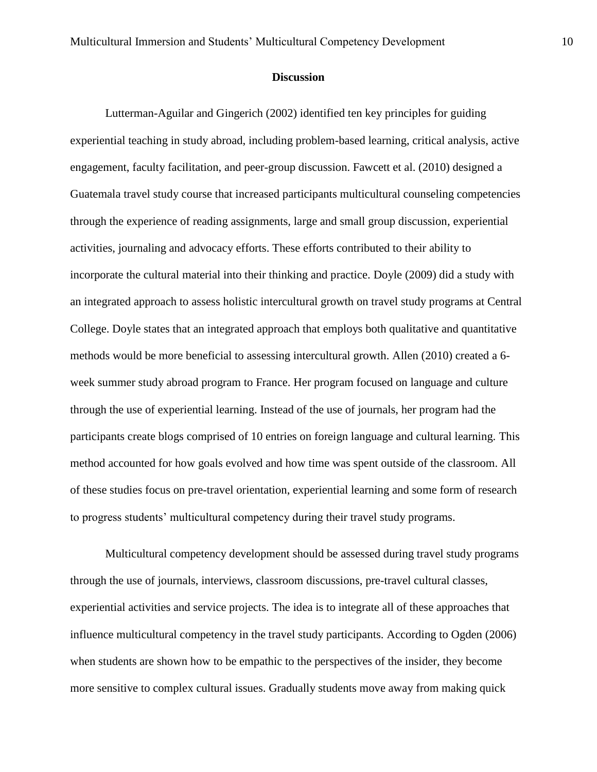## Discussion

Lutterman-Aguilar and Gingerich (2002) identified ten key principles for guiding experiential teaching in study abroad, including problem-based learning, critical analysis, active engagement, faculty facilitation, and peer-group discussion. Fawcett et al. (2010) designed a Guatemala travel study course that increased participants multicultural counseling competencies through the experience of reading assignments, large and small group discussion, experiential activities, journaling and advocacy efforts. These efforts contributed to their ability to incorporate the cultural material into their thinking and practice. Doyle (2009) did a study with an integrated approach to assess holistic intercultural growth on travel study programs at Central College. Doyle states that an integrated approach that employs both qualitative and quantitative methods would be more beneficial to assessing intercultural growth. Allen (2010) created a 6-week summer study abroad program to France. Her program focused on language and culture through the use of experiential learning. Instead of the use of journals, her program had the participants create blogs comprised of 10 entries on foreign language and cultural learning. This method accounted for how goals evolved and how time was spent outside of the classroom. All of these studies focus on pre-travel orientation, experiential learning and some form of research to progress students' multicultural competency during their travel study programs.

Multicultural competency development should be assessed during travel study programs through the use of journals, interviews, classroom discussions, pre-travel cultural classes, experiential activities and service projects. The idea is to integrate all of these approaches that influence multicultural competency in the travel study participants. According to Ogden (2006) when students are shown how to be empathic to the perspectives of the insider, they become more sensitive to complex cultural issues. Gradually students move away from making quick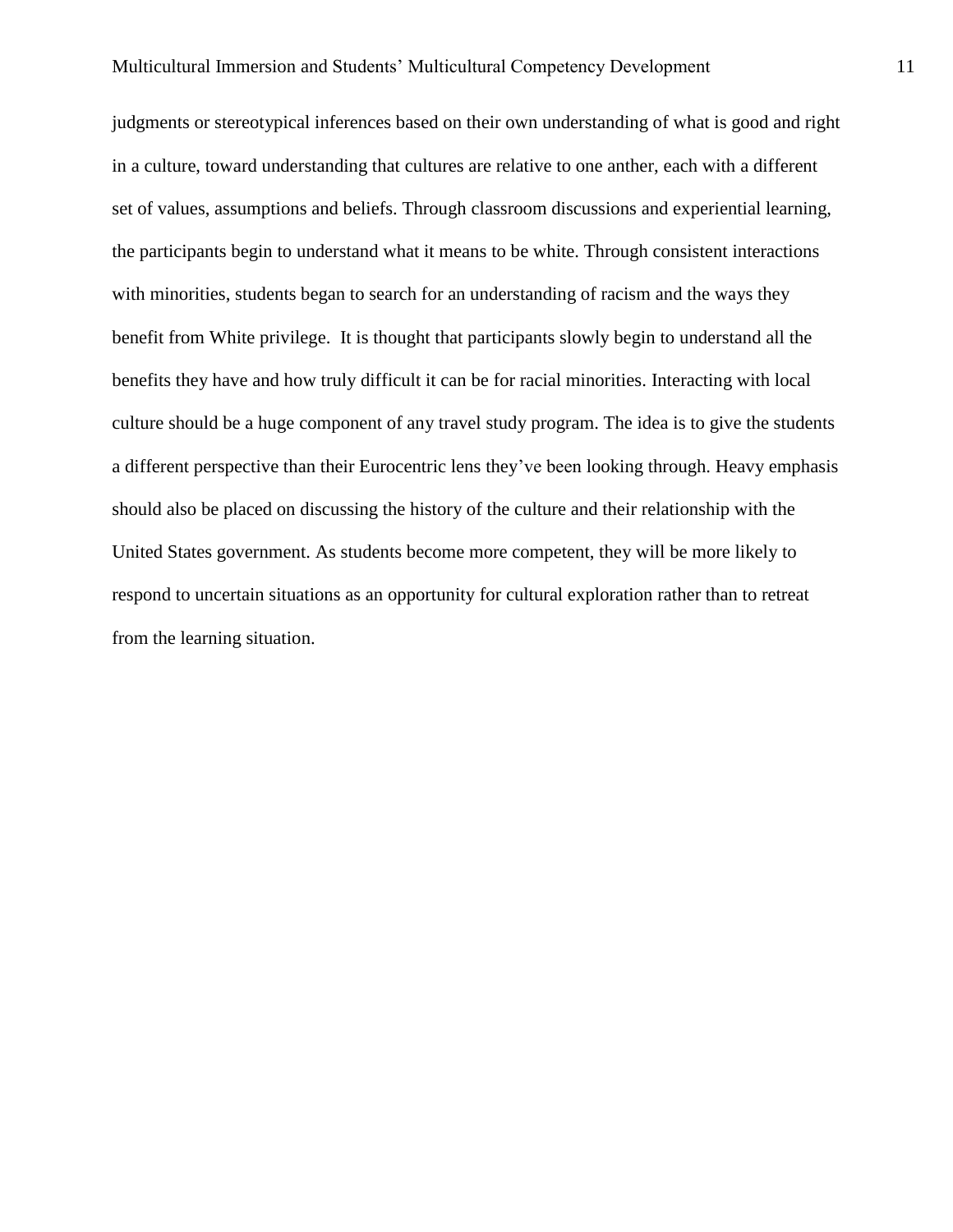judgments or stereotypical inferences based on their own understanding of what is good and right in a culture, toward understanding that cultures are relative to one anther, each with a different set of values, assumptions and beliefs. Through classroom discussions and experiential learning, the participants begin to understand what it means to be white. Through consistent interactions with minorities, students began to search for an understanding of racism and the ways they benefit from White privilege.  It is thought that participants slowly begin to understand all the benefits they have and how truly difficult it can be for racial minorities. Interacting with local culture should be a huge component of any travel study program. The idea is to give the students a different perspective than their Eurocentric lens they've been looking through. Heavy emphasis should also be placed on discussing the history of the culture and their relationship with the United States government. As students become more competent, they will be more likely to respond to uncertain situations as an opportunity for cultural exploration rather than to retreat from the learning situation.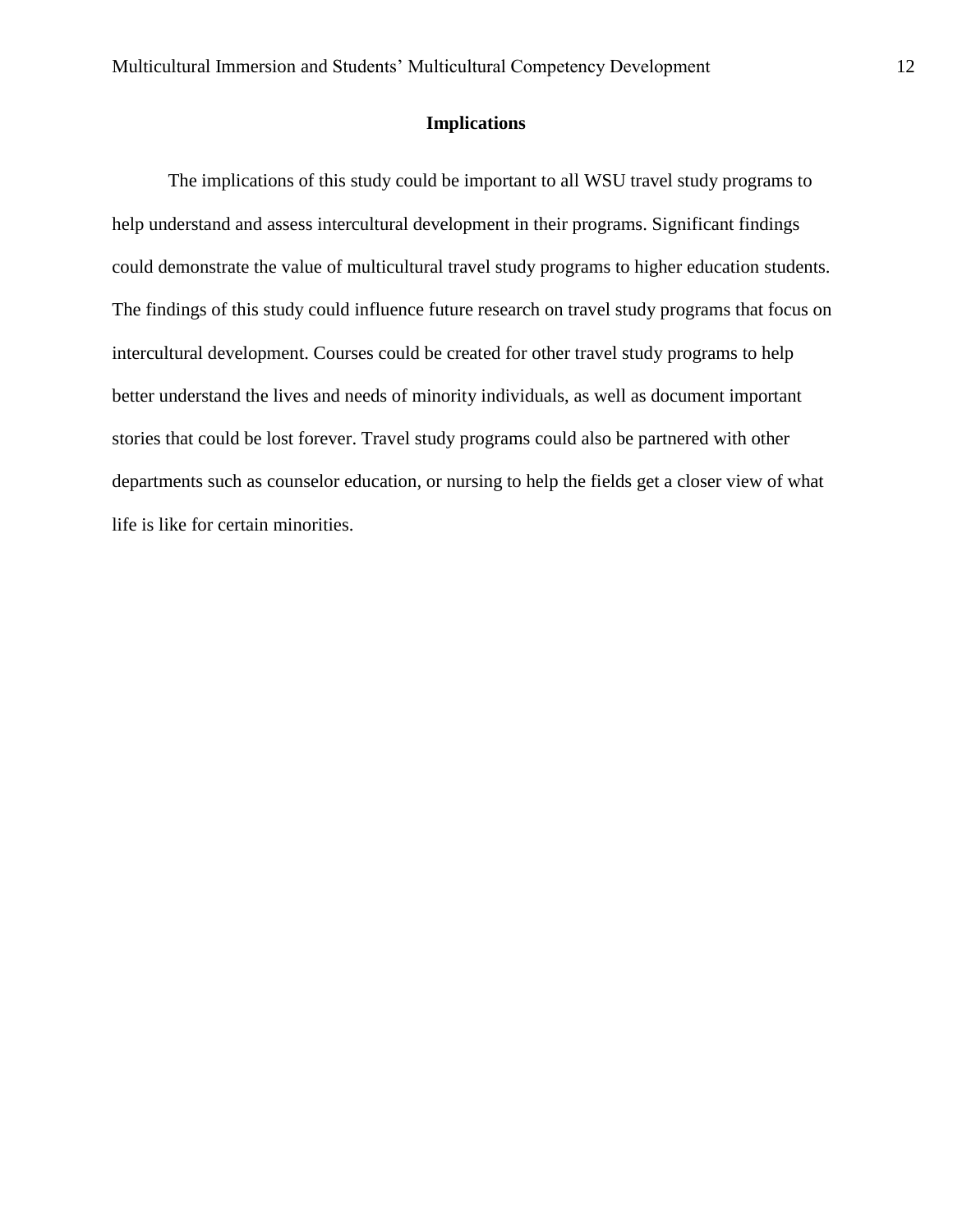## Implications

The implications of this study could be important to all WSU travel study programs to help understand and assess intercultural development in their programs. Significant findings could demonstrate the value of multicultural travel study programs to higher education students. The findings of this study could influence future research on travel study programs that focus on intercultural development. Courses could be created for other travel study programs to help better understand the lives and needs of minority individuals, as well as document important stories that could be lost forever. Travel study programs could also be partnered with other departments such as counselor education, or nursing to help the fields get a closer view of what life is like for certain minorities.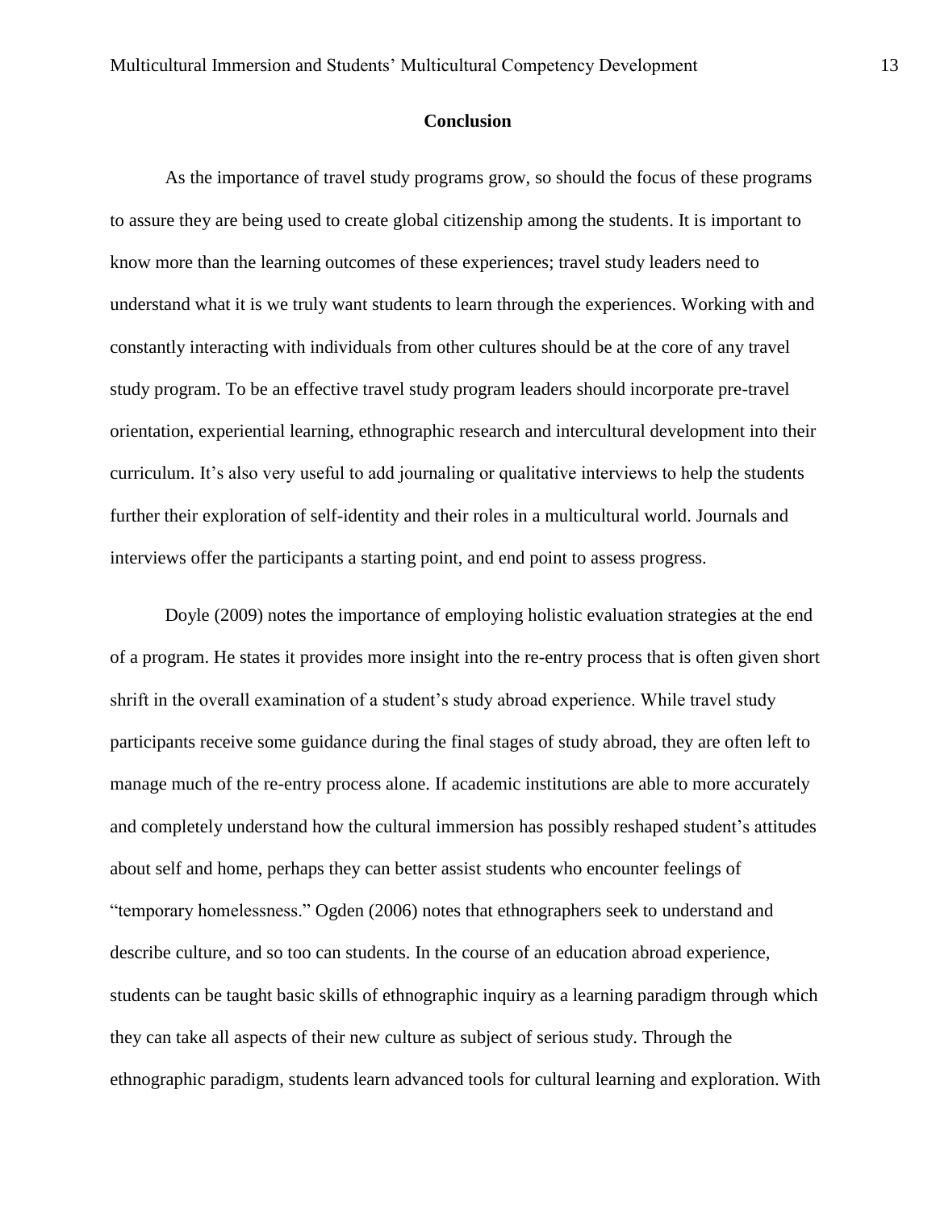## Conclusion

As the importance of travel study programs grow, so should the focus of these programs to assure they are being used to create global citizenship among the students. It is important to know more than the learning outcomes of these experiences; travel study leaders need to understand what it is we truly want students to learn through the experiences. Working with and constantly interacting with individuals from other cultures should be at the core of any travel study program. To be an effective travel study program leaders should incorporate pre-travel orientation, experiential learning, ethnographic research and intercultural development into their curriculum. It's also very useful to add journaling or qualitative interviews to help the students further their exploration of self-identity and their roles in a multicultural world. Journals and interviews offer the participants a starting point, and end point to assess progress.

Doyle (2009) notes the importance of employing holistic evaluation strategies at the end of a program. He states it provides more insight into the re-entry process that is often given short shrift in the overall examination of a student's study abroad experience. While travel study participants receive some guidance during the final stages of study abroad, they are often left to manage much of the re-entry process alone. If academic institutions are able to more accurately and completely understand how the cultural immersion has possibly reshaped student's attitudes about self and home, perhaps they can better assist students who encounter feelings of "temporary homelessness." Ogden (2006) notes that ethnographers seek to understand and describe culture, and so too can students. In the course of an education abroad experience, students can be taught basic skills of ethnographic inquiry as a learning paradigm through which they can take all aspects of their new culture as subject of serious study. Through the ethnographic paradigm, students learn advanced tools for cultural learning and exploration. With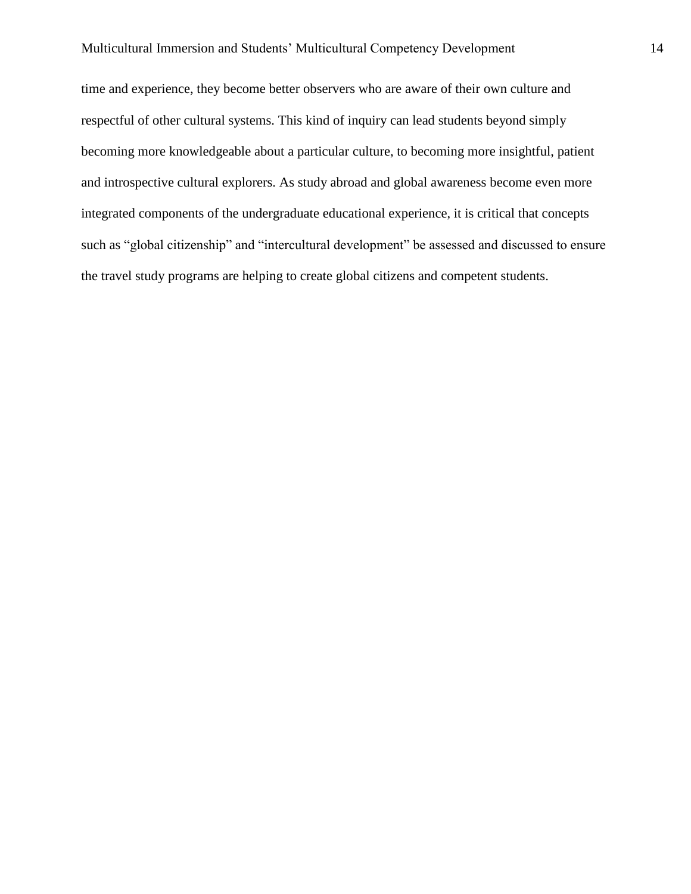time and experience, they become better observers who are aware of their own culture and respectful of other cultural systems. This kind of inquiry can lead students beyond simply becoming more knowledgeable about a particular culture, to becoming more insightful, patient and introspective cultural explorers. As study abroad and global awareness become even more integrated components of the undergraduate educational experience, it is critical that concepts such as “global citizenship” and “intercultural development” be assessed and discussed to ensure the travel study programs are helping to create global citizens and competent students.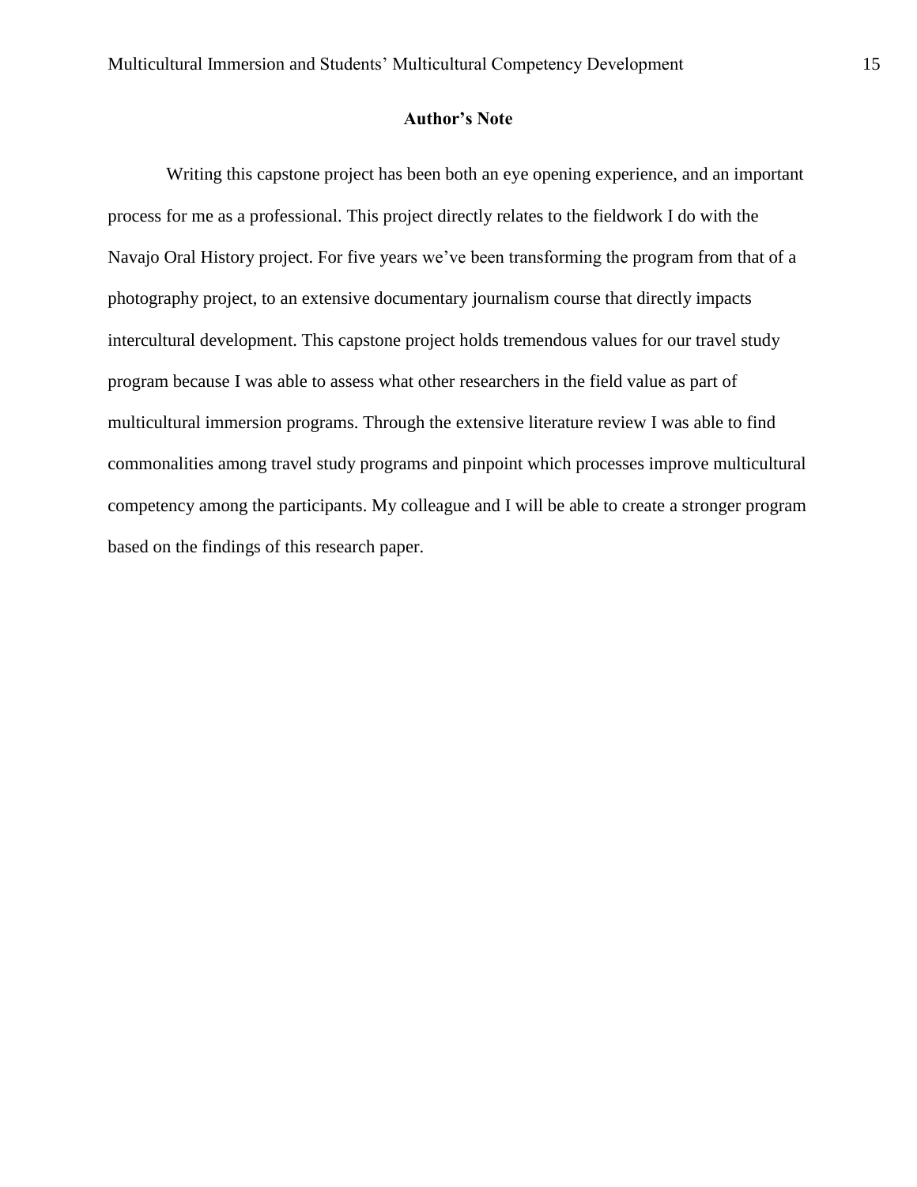## Author's Note

Writing this capstone project has been both an eye opening experience, and an important process for me as a professional. This project directly relates to the fieldwork I do with the Navajo Oral History project. For five years we've been transforming the program from that of a photography project, to an extensive documentary journalism course that directly impacts intercultural development. This capstone project holds tremendous values for our travel study program because I was able to assess what other researchers in the field value as part of multicultural immersion programs. Through the extensive literature review I was able to find commonalities among travel study programs and pinpoint which processes improve multicultural competency among the participants. My colleague and I will be able to create a stronger program based on the findings of this research paper.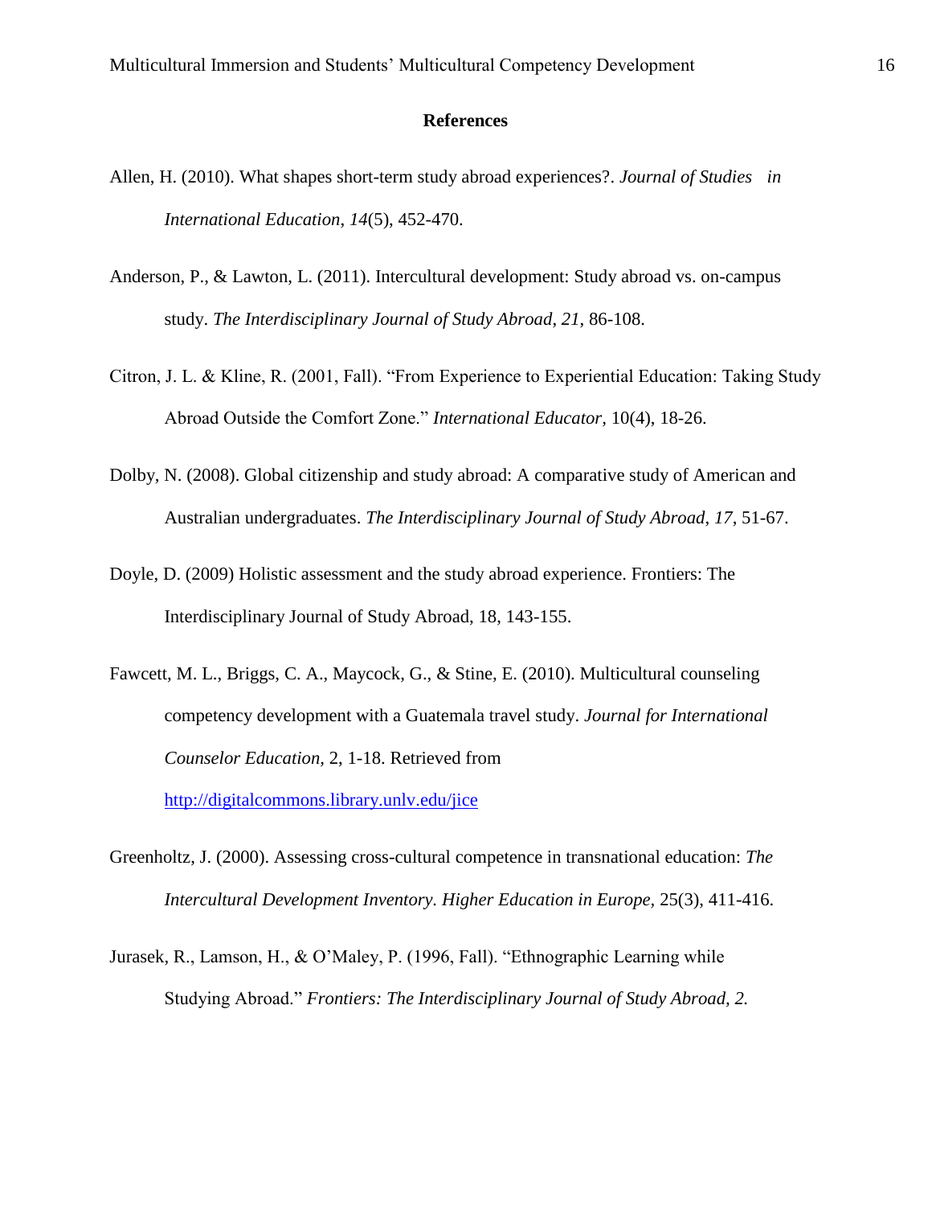## References

Allen, H. (2010). What shapes short-term study abroad experiences?. *Journal of Studies in International Education*, *14*(5), 452-470.

Anderson, P., & Lawton, L. (2011). Intercultural development: Study abroad vs. on-campus study. *The Interdisciplinary Journal of Study Abroad*, *21*, 86-108.

Citron, J. L. & Kline, R. (2001, Fall). "From Experience to Experiential Education: Taking Study Abroad Outside the Comfort Zone." *International Educator,* 10(4), 18-26.

Dolby, N. (2008). Global citizenship and study abroad: A comparative study of American and Australian undergraduates. *The Interdisciplinary Journal of Study Abroad*, *17*, 51-67.

Doyle, D. (2009) Holistic assessment and the study abroad experience. Frontiers: The Interdisciplinary Journal of Study Abroad, 18, 143-155.

Fawcett, M. L., Briggs, C. A., Maycock, G., & Stine, E. (2010). Multicultural counseling competency development with a Guatemala travel study. *Journal for International Counselor Education,* 2, 1-18. Retrieved from http://digitalcommons.library.unlv.edu/jice

Greenholtz, J. (2000). Assessing cross-cultural competence in transnational education: *The Intercultural Development Inventory*. *Higher Education in Europe,* 25(3), 411-416.

Jurasek, R., Lamson, H., & O'Maley, P. (1996, Fall). "Ethnographic Learning while Studying Abroad." *Frontiers: The Interdisciplinary Journal of Study Abroad, 2.*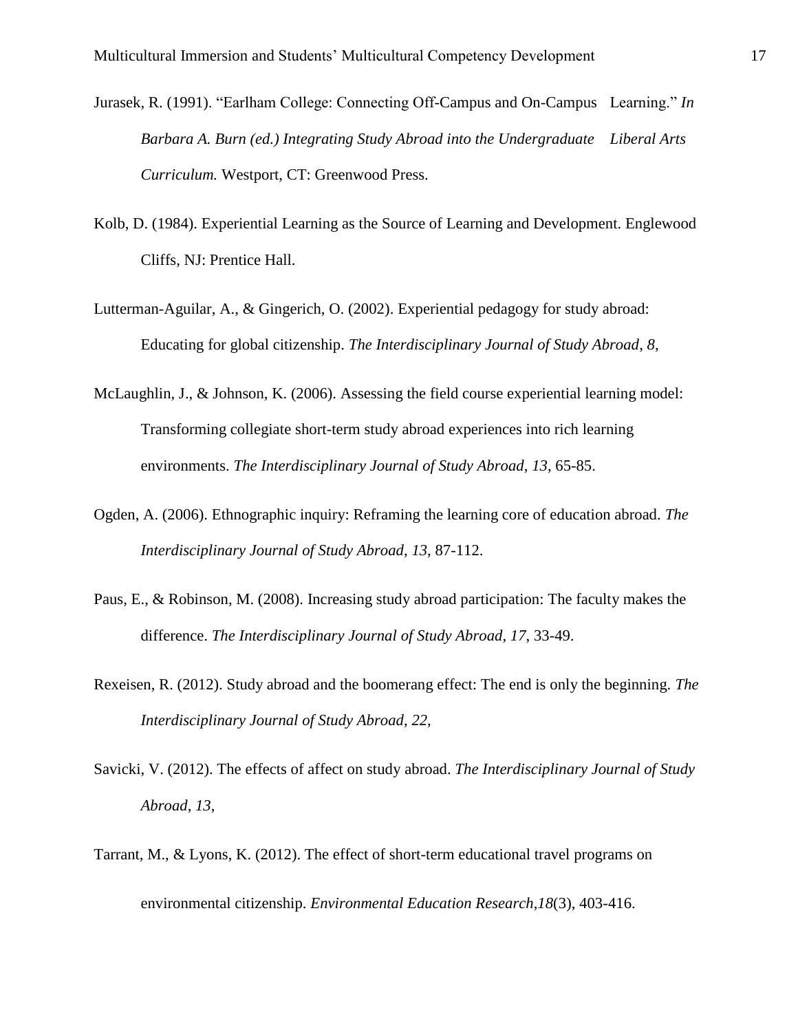Jurasek, R. (1991). "Earlham College: Connecting Off-Campus and On-Campus Learning." *In Barbara A. Burn (ed.) Integrating Study Abroad into the Undergraduate Liberal Arts Curriculum.* Westport, CT: Greenwood Press.

Kolb, D. (1984). Experiential Learning as the Source of Learning and Development. Englewood Cliffs, NJ: Prentice Hall.

Lutterman-Aguilar, A., & Gingerich, O. (2002). Experiential pedagogy for study abroad: Educating for global citizenship. *The Interdisciplinary Journal of Study Abroad*, *8*,

McLaughlin, J., & Johnson, K. (2006). Assessing the field course experiential learning model: Transforming collegiate short-term study abroad experiences into rich learning environments. *The Interdisciplinary Journal of Study Abroad*, *13*, 65-85.

Ogden, A. (2006). Ethnographic inquiry: Reframing the learning core of education abroad. *The Interdisciplinary Journal of Study Abroad*, *13*, 87-112.

Paus, E., & Robinson, M. (2008). Increasing study abroad participation: The faculty makes the difference. *The Interdisciplinary Journal of Study Abroad*, *17*, 33-49.

Rexeisen, R. (2012). Study abroad and the boomerang effect: The end is only the beginning. *The Interdisciplinary Journal of Study Abroad*, *22*,

Savicki, V. (2012). The effects of affect on study abroad. *The Interdisciplinary Journal of Study Abroad*, *13*,

Tarrant, M., & Lyons, K. (2012). The effect of short-term educational travel programs on environmental citizenship. *Environmental Education Research*,*18*(3), 403-416.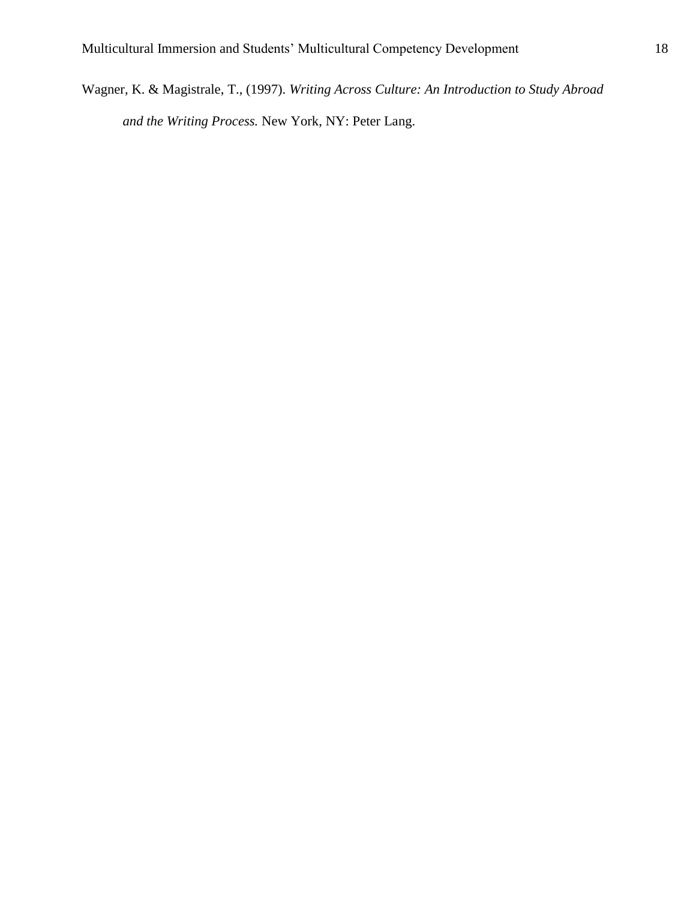Wagner, K. & Magistrale, T., (1997). *Writing Across Culture: An Introduction to Study Abroad and the Writing Process.* New York, NY: Peter Lang.